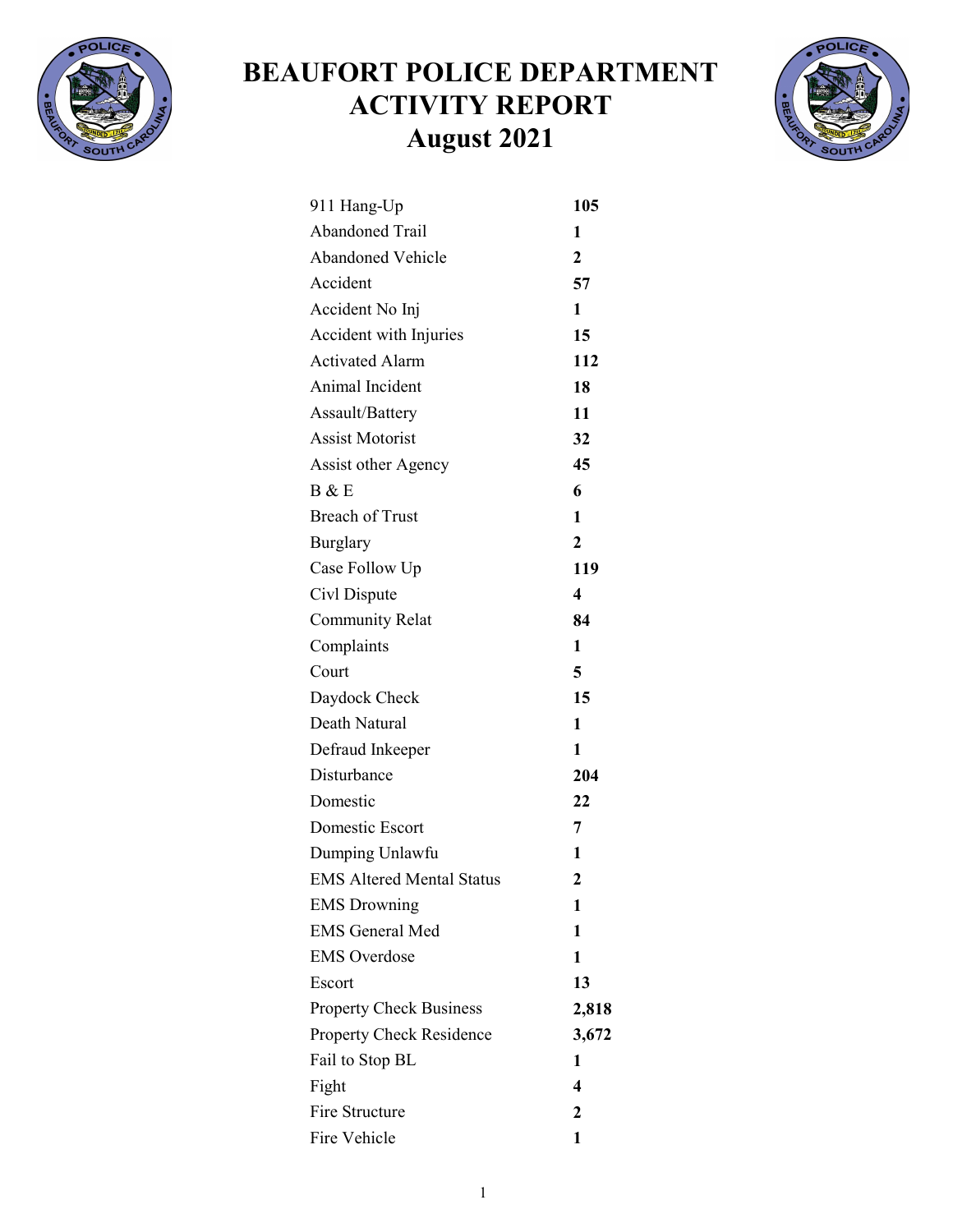# BEAUFORT POLICE DEPARTMENT ACTIVITY REPORT
# August 2021

| | |
|---|---|
| 911 Hang-Up | **105** |
| Abandoned Trail | **1** |
| Abandoned Vehicle | **2** |
| Accident | **57** |
| Accident No Inj | **1** |
| Accident with Injuries | **15** |
| Activated Alarm | **112** |
| Animal Incident | **18** |
| Assault/Battery | **11** |
| Assist Motorist | **32** |
| Assist other Agency | **45** |
| B & E | **6** |
| Breach of Trust | **1** |
| Burglary | **2** |
| Case Follow Up | **119** |
| Civl Dispute | **4** |
| Community Relat | **84** |
| Complaints | **1** |
| Court | **5** |
| Daydock Check | **15** |
| Death Natural | **1** |
| Defraud Inkeeper | **1** |
| Disturbance | **204** |
| Domestic | **22** |
| Domestic Escort | **7** |
| Dumping Unlawfu | **1** |
| EMS Altered Mental Status | **2** |
| EMS Drowning | **1** |
| EMS General Med | **1** |
| EMS Overdose | **1** |
| Escort | **13** |
| Property Check Business | **2,818** |
| Property Check Residence | **3,672** |
| Fail to Stop BL | **1** |
| Fight | **4** |
| Fire Structure | **2** |
| Fire Vehicle | **1** |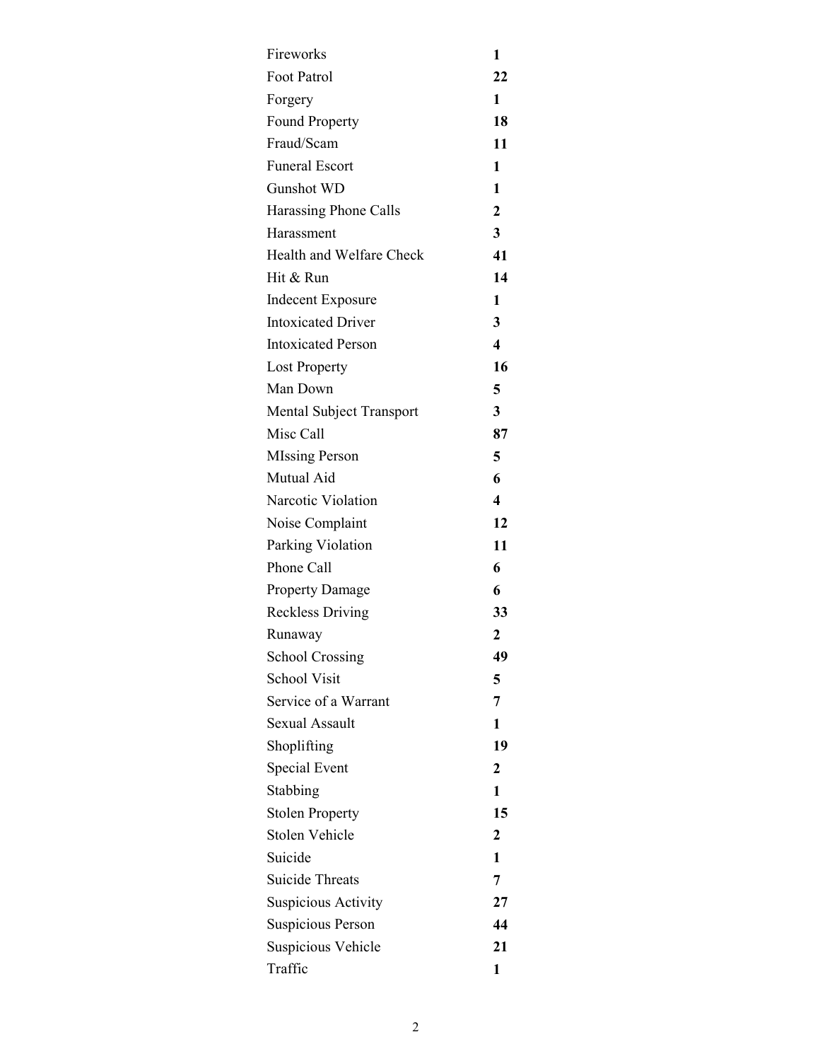| | |
|---|---|
| Fireworks | **1** |
| Foot Patrol | **22** |
| Forgery | **1** |
| Found Property | **18** |
| Fraud/Scam | **11** |
| Funeral Escort | **1** |
| Gunshot WD | **1** |
| Harassing Phone Calls | **2** |
| Harassment | **3** |
| Health and Welfare Check | **41** |
| Hit & Run | **14** |
| Indecent Exposure | **1** |
| Intoxicated Driver | **3** |
| Intoxicated Person | **4** |
| Lost Property | **16** |
| Man Down | **5** |
| Mental Subject Transport | **3** |
| Misc Call | **87** |
| MIssing Person | **5** |
| Mutual Aid | **6** |
| Narcotic Violation | **4** |
| Noise Complaint | **12** |
| Parking Violation | **11** |
| Phone Call | **6** |
| Property Damage | **6** |
| Reckless Driving | **33** |
| Runaway | **2** |
| School Crossing | **49** |
| School Visit | **5** |
| Service of a Warrant | **7** |
| Sexual Assault | **1** |
| Shoplifting | **19** |
| Special Event | **2** |
| Stabbing | **1** |
| Stolen Property | **15** |
| Stolen Vehicle | **2** |
| Suicide | **1** |
| Suicide Threats | **7** |
| Suspicious Activity | **27** |
| Suspicious Person | **44** |
| Suspicious Vehicle | **21** |
| Traffic | **1** |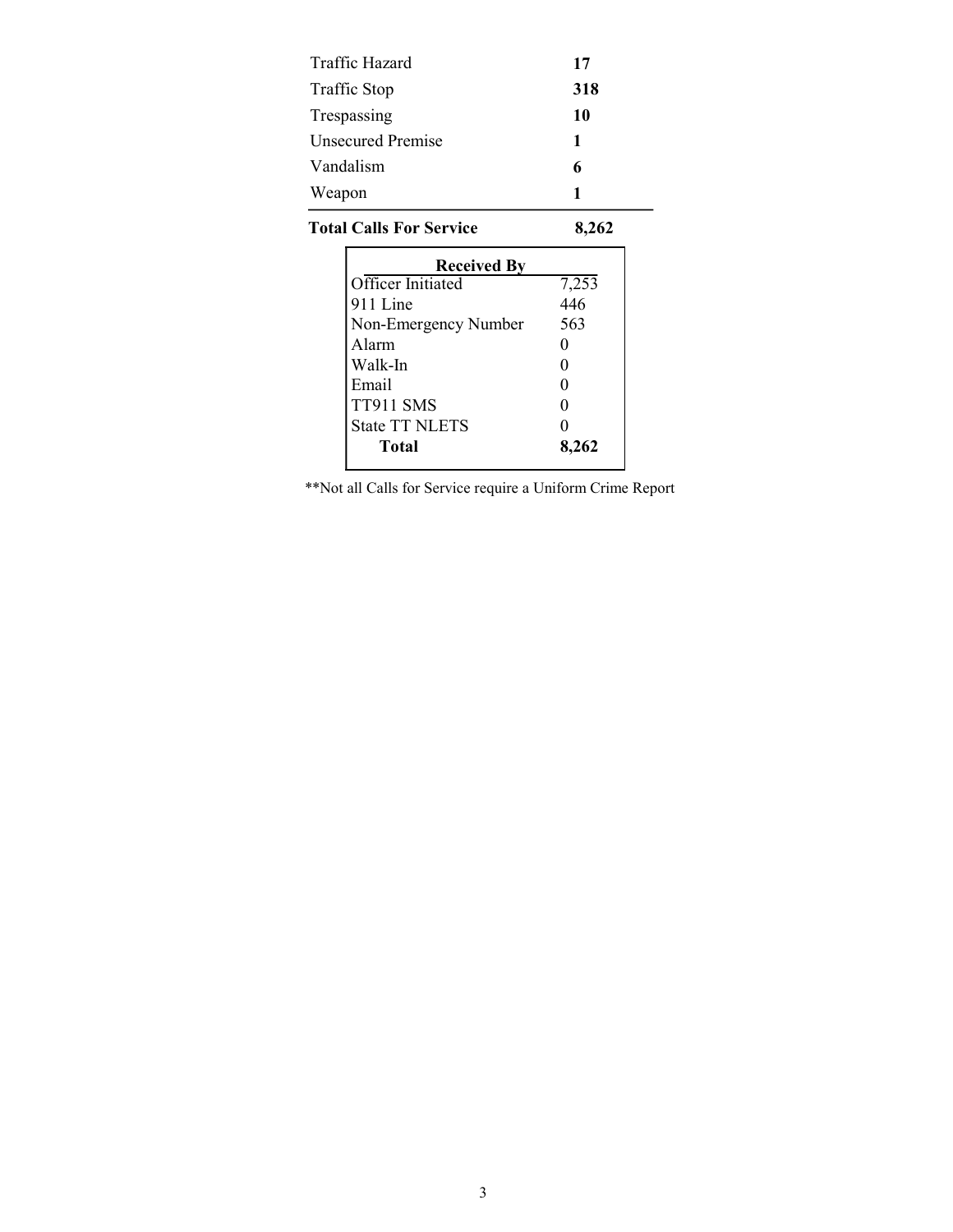| | |
|---|---|
| Traffic Hazard | **17** |
| Traffic Stop | **318** |
| Trespassing | **10** |
| Unsecured Premise | **1** |
| Vandalism | **6** |
| Weapon | **1** |
| **Total Calls For Service** | **8,262** |

| **Received By** | |
|---|---|
| Officer Initiated | 7,253 |
| 911 Line | 446 |
| Non-Emergency Number | 563 |
| Alarm | 0 |
| Walk-In | 0 |
| Email | 0 |
| TT911 SMS | 0 |
| State TT NLETS | 0 |
| **Total** | **8,262** |

**Not all Calls for Service require a Uniform Crime Report